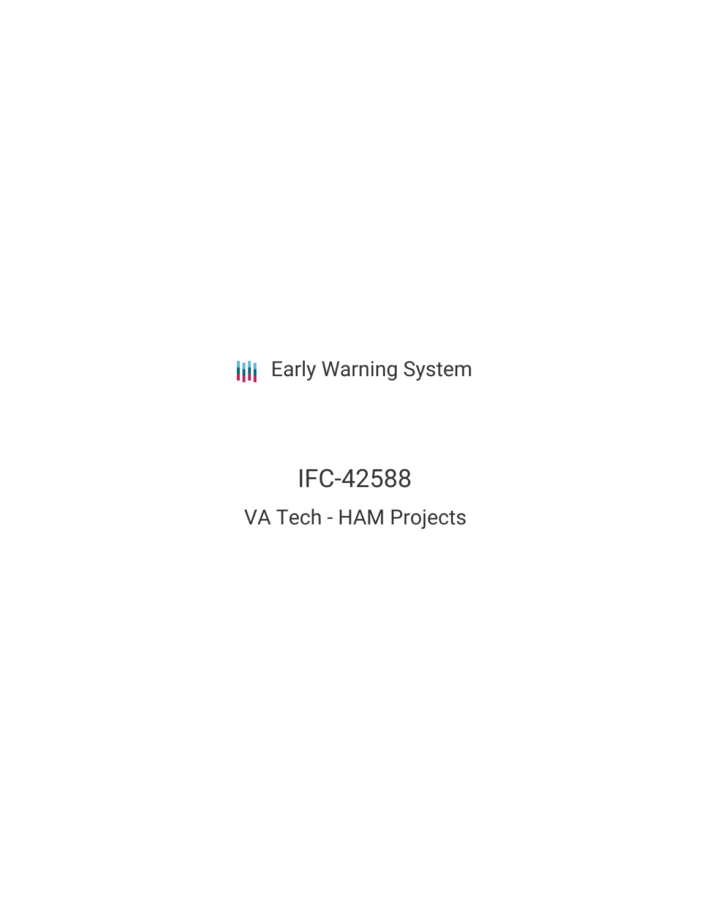Early Warning System

# IFC-42588

## VA Tech - HAM Projects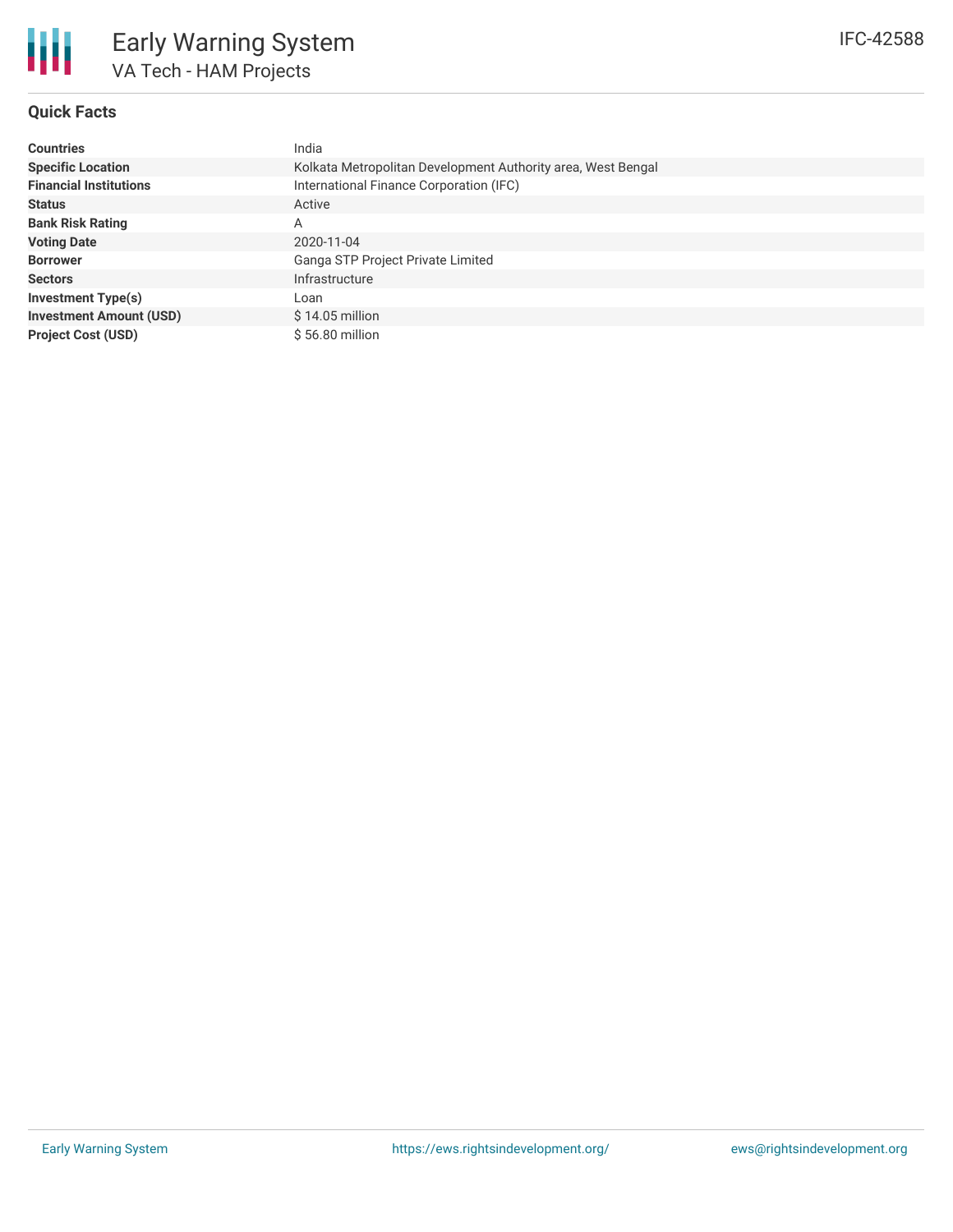# Early Warning System

## VA Tech - HAM Projects

IFC-42588

### Quick Facts

| | |
|---|---|
| **Countries** | India |
| **Specific Location** | Kolkata Metropolitan Development Authority area, West Bengal |
| **Financial Institutions** | International Finance Corporation (IFC) |
| **Status** | Active |
| **Bank Risk Rating** | A |
| **Voting Date** | 2020-11-04 |
| **Borrower** | Ganga STP Project Private Limited |
| **Sectors** | Infrastructure |
| **Investment Type(s)** | Loan |
| **Investment Amount (USD)** | $ 14.05 million |
| **Project Cost (USD)** | $ 56.80 million |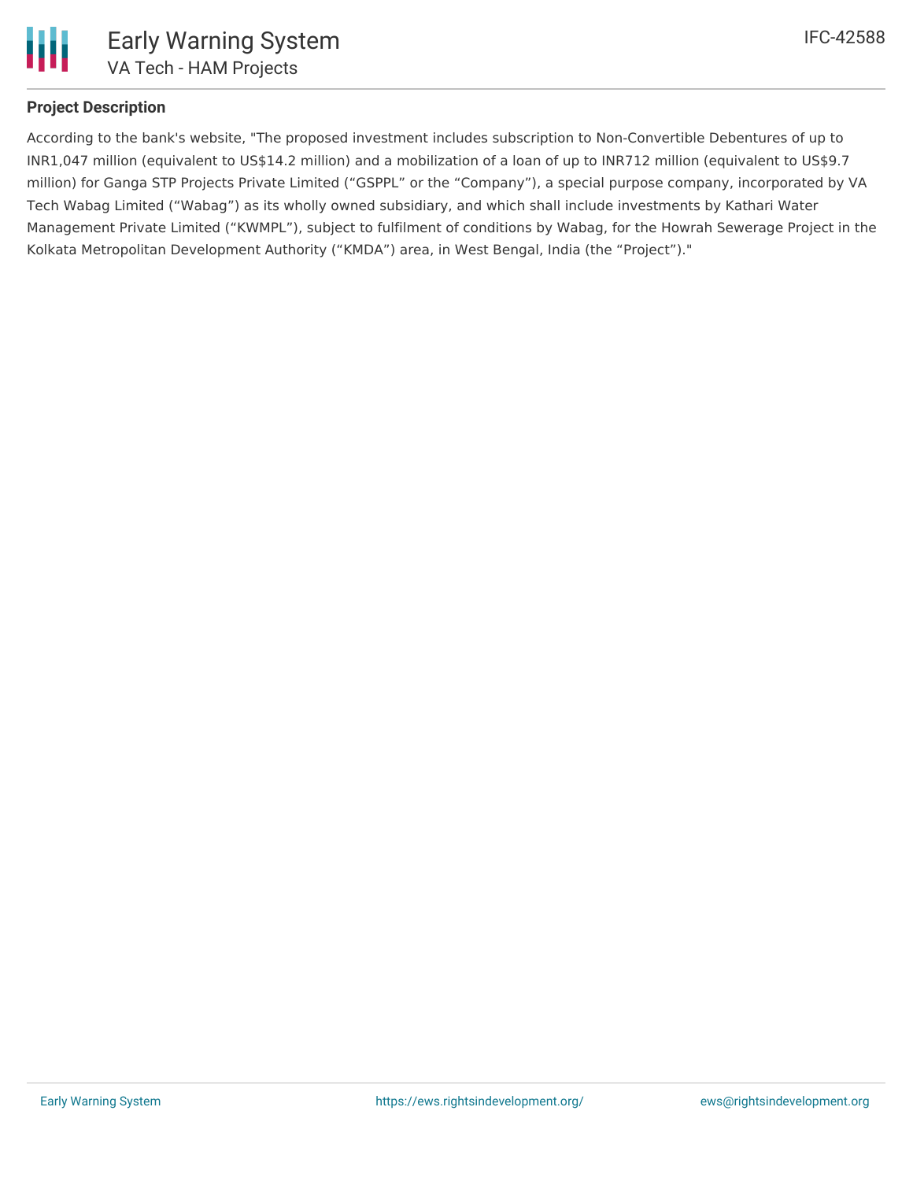## Project Description

According to the bank's website, "The proposed investment includes subscription to Non-Convertible Debentures of up to INR1,047 million (equivalent to US$14.2 million) and a mobilization of a loan of up to INR712 million (equivalent to US$9.7 million) for Ganga STP Projects Private Limited ("GSPPL" or the "Company"), a special purpose company, incorporated by VA Tech Wabag Limited ("Wabag") as its wholly owned subsidiary, and which shall include investments by Kathari Water Management Private Limited ("KWMPL"), subject to fulfilment of conditions by Wabag, for the Howrah Sewerage Project in the Kolkata Metropolitan Development Authority ("KMDA") area, in West Bengal, India (the "Project")."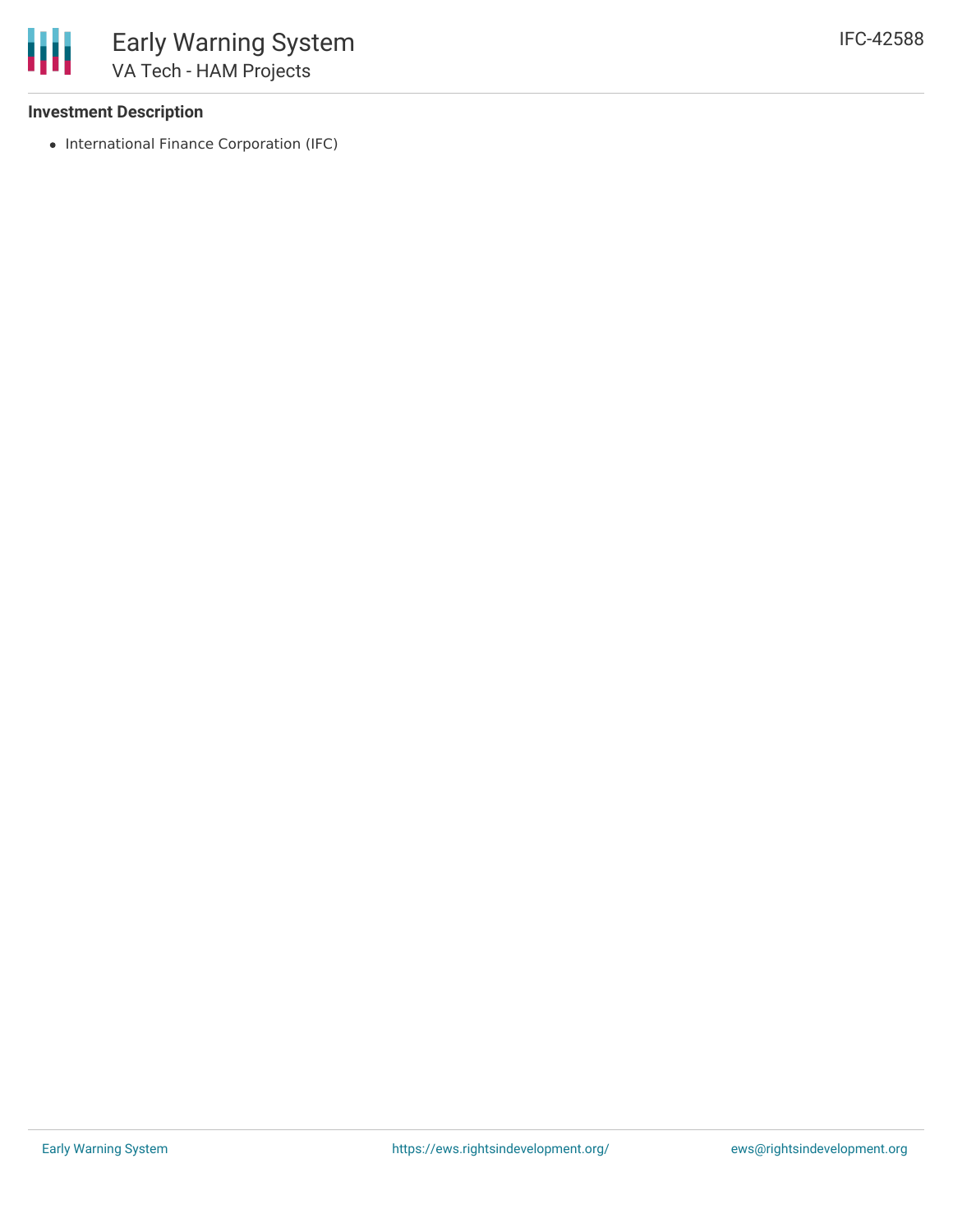### Investment Description

- International Finance Corporation (IFC)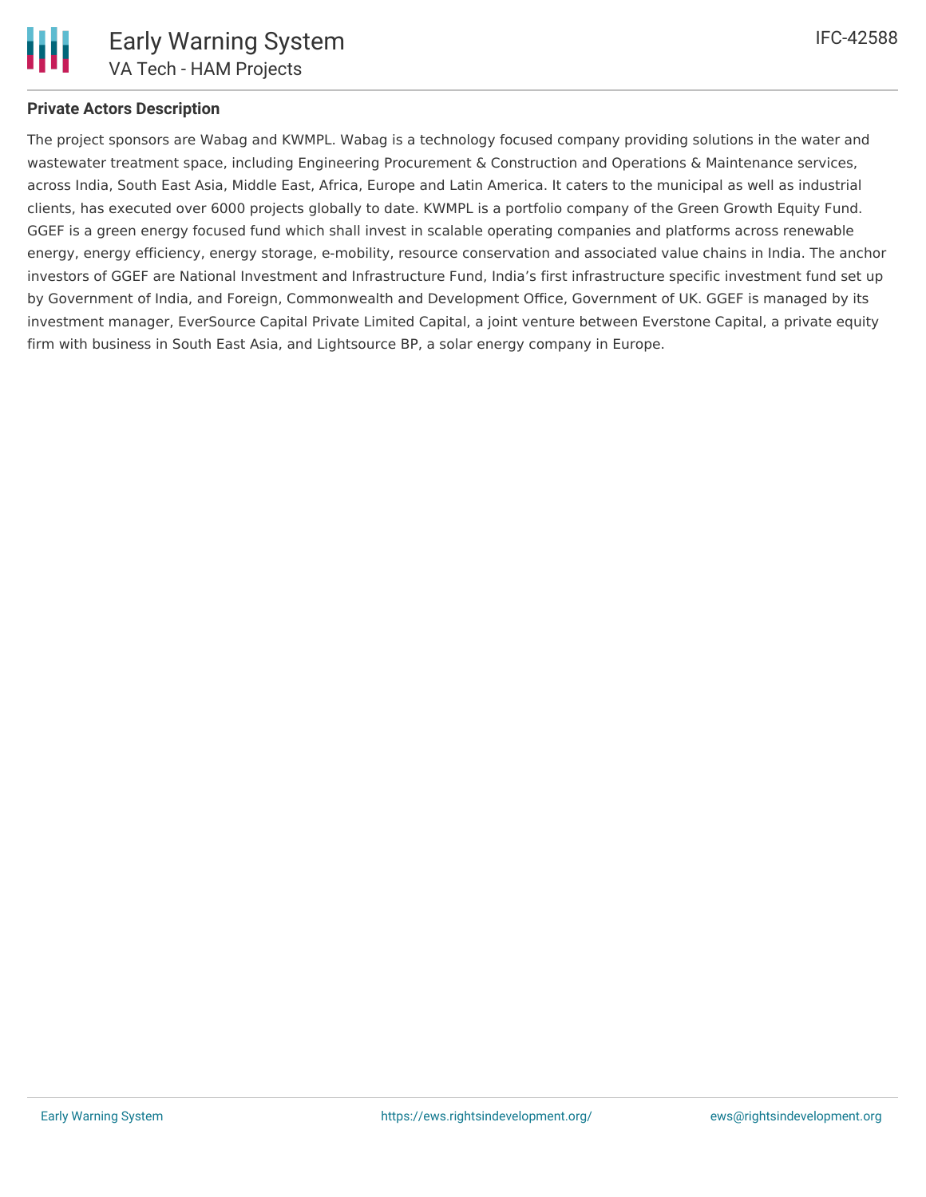## Private Actors Description

The project sponsors are Wabag and KWMPL. Wabag is a technology focused company providing solutions in the water and wastewater treatment space, including Engineering Procurement & Construction and Operations & Maintenance services, across India, South East Asia, Middle East, Africa, Europe and Latin America. It caters to the municipal as well as industrial clients, has executed over 6000 projects globally to date. KWMPL is a portfolio company of the Green Growth Equity Fund. GGEF is a green energy focused fund which shall invest in scalable operating companies and platforms across renewable energy, energy efficiency, energy storage, e-mobility, resource conservation and associated value chains in India. The anchor investors of GGEF are National Investment and Infrastructure Fund, India's first infrastructure specific investment fund set up by Government of India, and Foreign, Commonwealth and Development Office, Government of UK. GGEF is managed by its investment manager, EverSource Capital Private Limited Capital, a joint venture between Everstone Capital, a private equity firm with business in South East Asia, and Lightsource BP, a solar energy company in Europe.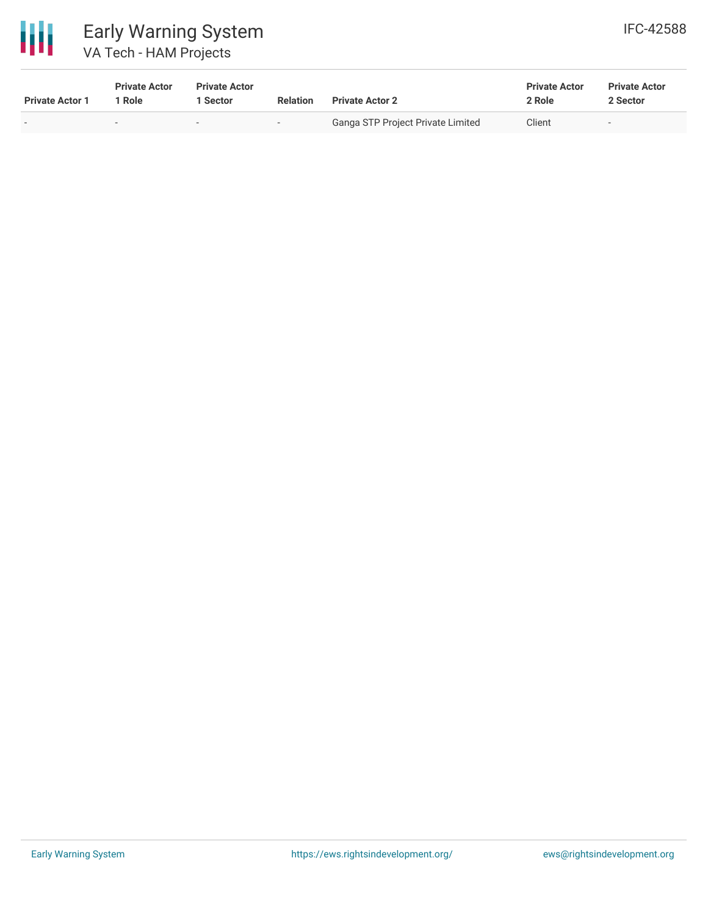| Private Actor 1 | Private Actor 1 Role | Private Actor 1 Sector | Relation | Private Actor 2 | Private Actor 2 Role | Private Actor 2 Sector |
| --- | --- | --- | --- | --- | --- | --- |
| - | - | - | - | Ganga STP Project Private Limited | Client | - |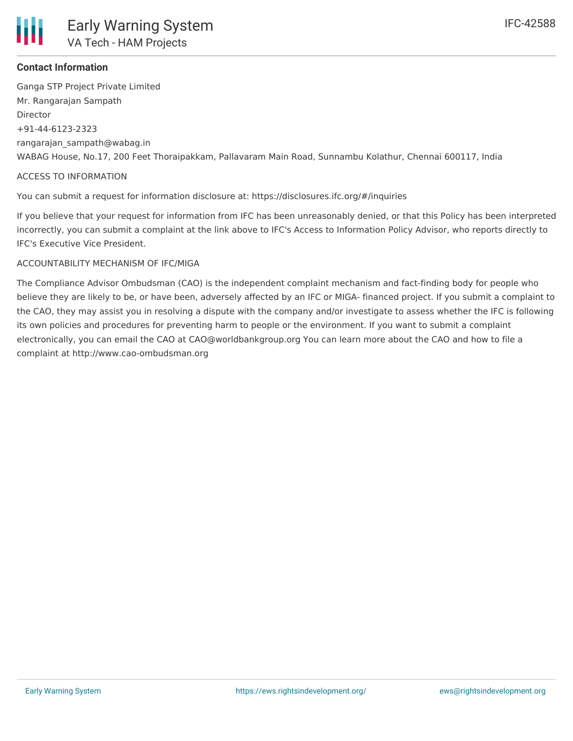**Contact Information**

Ganga STP Project Private Limited

Mr. Rangarajan Sampath

Director

+91-44-6123-2323

rangarajan_sampath@wabag.in

WABAG House, No.17, 200 Feet Thoraipakkam, Pallavaram Main Road, Sunnambu Kolathur, Chennai 600117, India

ACCESS TO INFORMATION

You can submit a request for information disclosure at: https://disclosures.ifc.org/#/inquiries

If you believe that your request for information from IFC has been unreasonably denied, or that this Policy has been interpreted incorrectly, you can submit a complaint at the link above to IFC's Access to Information Policy Advisor, who reports directly to IFC's Executive Vice President.

ACCOUNTABILITY MECHANISM OF IFC/MIGA

The Compliance Advisor Ombudsman (CAO) is the independent complaint mechanism and fact-finding body for people who believe they are likely to be, or have been, adversely affected by an IFC or MIGA- financed project. If you submit a complaint to the CAO, they may assist you in resolving a dispute with the company and/or investigate to assess whether the IFC is following its own policies and procedures for preventing harm to people or the environment. If you want to submit a complaint electronically, you can email the CAO at CAO@worldbankgroup.org You can learn more about the CAO and how to file a complaint at http://www.cao-ombudsman.org